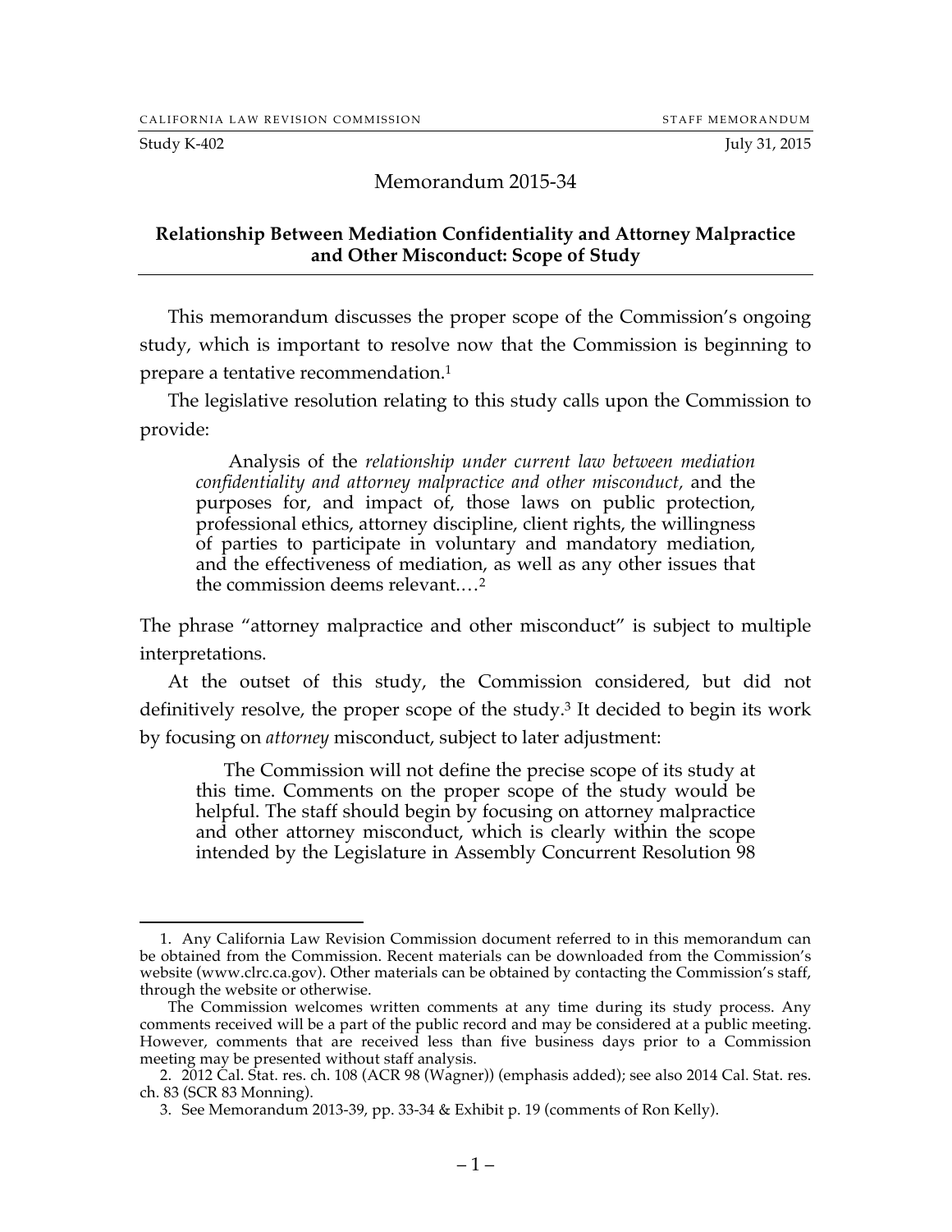Study K-402 July 31, 2015

# Memorandum 2015-34

## Relationship Between Mediation Confidentiality and Attorney Malpractice and Other Misconduct: Scope of Study

This memorandum discusses the proper scope of the Commission's ongoing study, which is important to resolve now that the Commission is beginning to prepare a tentative recommendation.[1]

The legislative resolution relating to this study calls upon the Commission to provide:

> Analysis of the *relationship under current law between mediation confidentiality and attorney malpractice and other misconduct*, and the purposes for, and impact of, those laws on public protection, professional ethics, attorney discipline, client rights, the willingness of parties to participate in voluntary and mandatory mediation, and the effectiveness of mediation, as well as any other issues that the commission deems relevant.…[2]

The phrase "attorney malpractice and other misconduct" is subject to multiple interpretations.

At the outset of this study, the Commission considered, but did not definitively resolve, the proper scope of the study.[3] It decided to begin its work by focusing on *attorney* misconduct, subject to later adjustment:

> The Commission will not define the precise scope of its study at this time. Comments on the proper scope of the study would be helpful. The staff should begin by focusing on attorney malpractice and other attorney misconduct, which is clearly within the scope intended by the Legislature in Assembly Concurrent Resolution 98

---

1. Any California Law Revision Commission document referred to in this memorandum can be obtained from the Commission. Recent materials can be downloaded from the Commission's website (www.clrc.ca.gov). Other materials can be obtained by contacting the Commission's staff, through the website or otherwise.

The Commission welcomes written comments at any time during its study process. Any comments received will be a part of the public record and may be considered at a public meeting. However, comments that are received less than five business days prior to a Commission meeting may be presented without staff analysis.

2. 2012 Cal. Stat. res. ch. 108 (ACR 98 (Wagner)) (emphasis added); see also 2014 Cal. Stat. res. ch. 83 (SCR 83 Monning).

3. See Memorandum 2013-39, pp. 33-34 & Exhibit p. 19 (comments of Ron Kelly).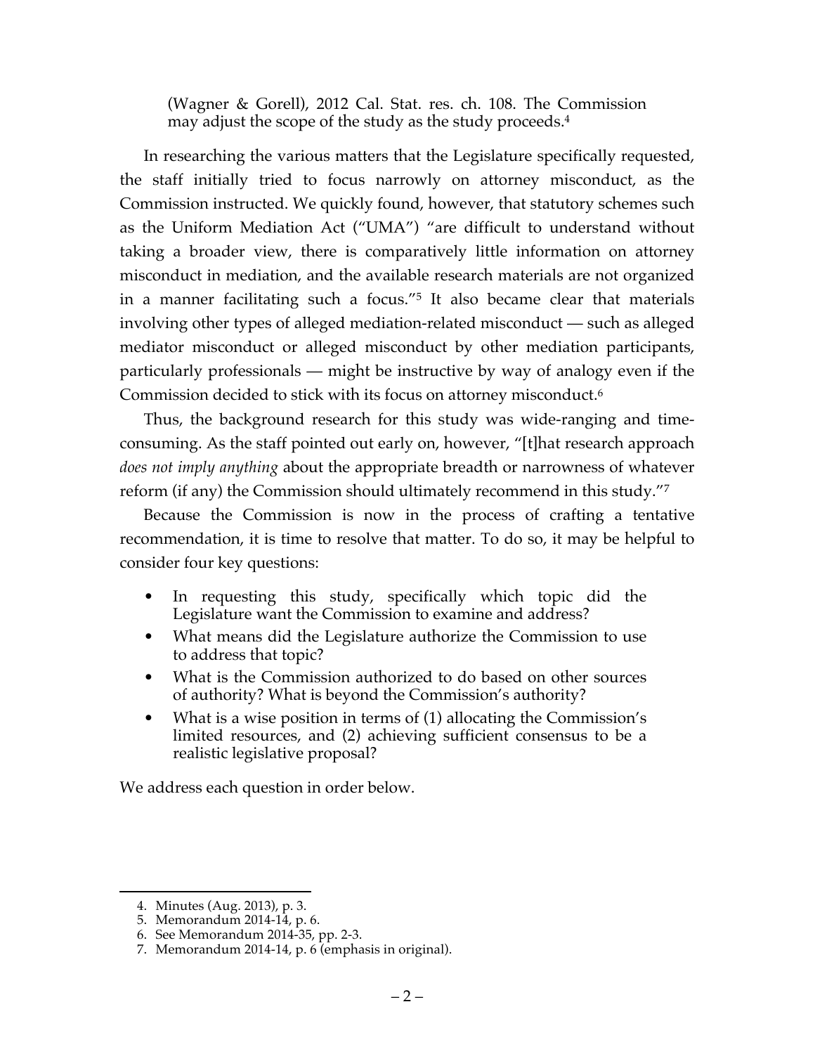(Wagner & Gorell), 2012 Cal. Stat. res. ch. 108. The Commission may adjust the scope of the study as the study proceeds.[4]

In researching the various matters that the Legislature specifically requested, the staff initially tried to focus narrowly on attorney misconduct, as the Commission instructed. We quickly found, however, that statutory schemes such as the Uniform Mediation Act ("UMA") "are difficult to understand without taking a broader view, there is comparatively little information on attorney misconduct in mediation, and the available research materials are not organized in a manner facilitating such a focus."[5] It also became clear that materials involving other types of alleged mediation-related misconduct — such as alleged mediator misconduct or alleged misconduct by other mediation participants, particularly professionals — might be instructive by way of analogy even if the Commission decided to stick with its focus on attorney misconduct.[6]

Thus, the background research for this study was wide-ranging and time-consuming. As the staff pointed out early on, however, "[t]hat research approach *does not imply anything* about the appropriate breadth or narrowness of whatever reform (if any) the Commission should ultimately recommend in this study."[7]

Because the Commission is now in the process of crafting a tentative recommendation, it is time to resolve that matter. To do so, it may be helpful to consider four key questions:

- In requesting this study, specifically which topic did the Legislature want the Commission to examine and address?
- What means did the Legislature authorize the Commission to use to address that topic?
- What is the Commission authorized to do based on other sources of authority? What is beyond the Commission's authority?
- What is a wise position in terms of (1) allocating the Commission's limited resources, and (2) achieving sufficient consensus to be a realistic legislative proposal?

We address each question in order below.

4. Minutes (Aug. 2013), p. 3.
5. Memorandum 2014-14, p. 6.
6. See Memorandum 2014-35, pp. 2-3.
7. Memorandum 2014-14, p. 6 (emphasis in original).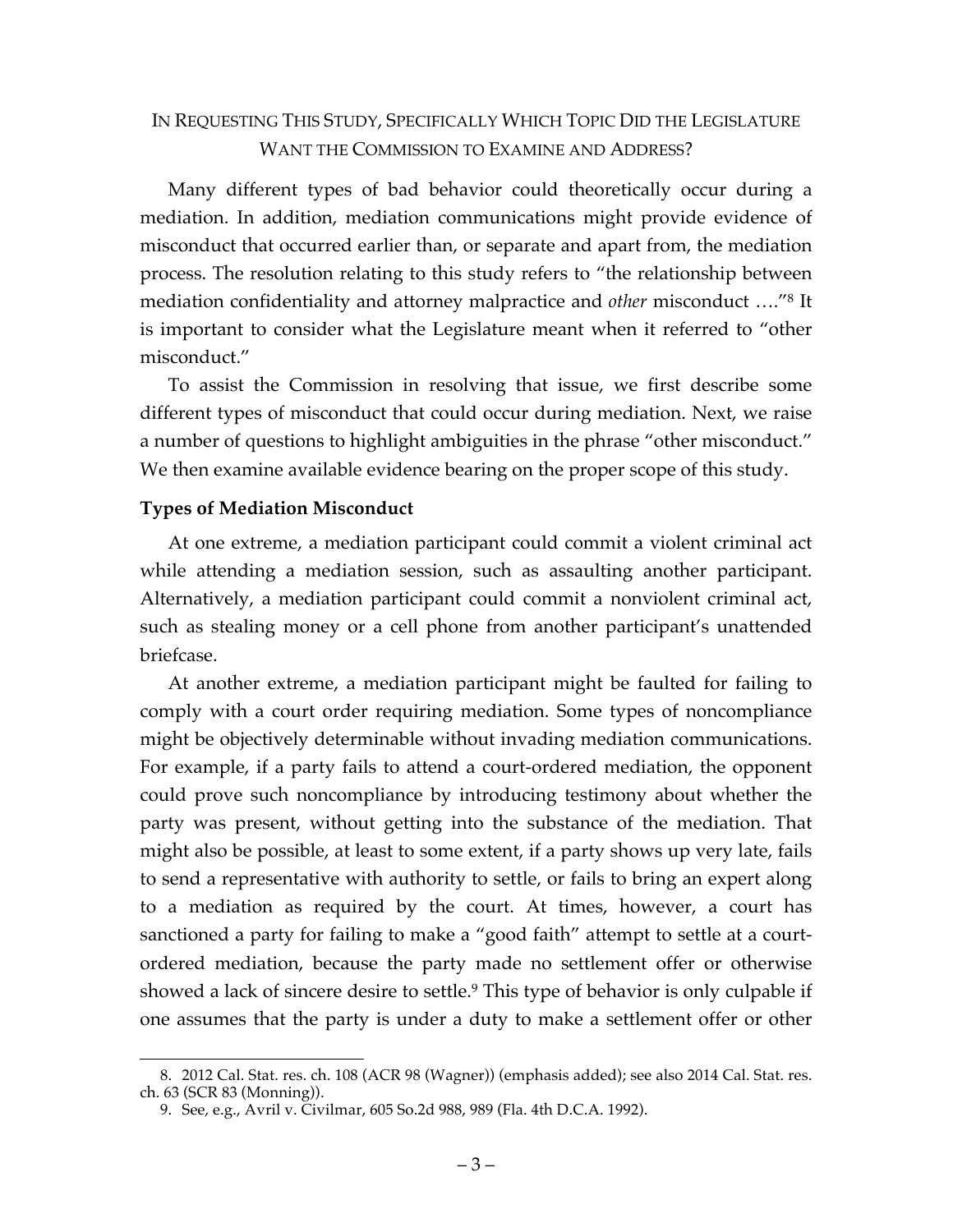## In Requesting This Study, Specifically Which Topic Did the Legislature Want the Commission to Examine and Address?

Many different types of bad behavior could theoretically occur during a mediation. In addition, mediation communications might provide evidence of misconduct that occurred earlier than, or separate and apart from, the mediation process. The resolution relating to this study refers to "the relationship between mediation confidentiality and attorney malpractice and *other* misconduct …."[8] It is important to consider what the Legislature meant when it referred to "other misconduct."

To assist the Commission in resolving that issue, we first describe some different types of misconduct that could occur during mediation. Next, we raise a number of questions to highlight ambiguities in the phrase "other misconduct." We then examine available evidence bearing on the proper scope of this study.

### Types of Mediation Misconduct

At one extreme, a mediation participant could commit a violent criminal act while attending a mediation session, such as assaulting another participant. Alternatively, a mediation participant could commit a nonviolent criminal act, such as stealing money or a cell phone from another participant's unattended briefcase.

At another extreme, a mediation participant might be faulted for failing to comply with a court order requiring mediation. Some types of noncompliance might be objectively determinable without invading mediation communications. For example, if a party fails to attend a court-ordered mediation, the opponent could prove such noncompliance by introducing testimony about whether the party was present, without getting into the substance of the mediation. That might also be possible, at least to some extent, if a party shows up very late, fails to send a representative with authority to settle, or fails to bring an expert along to a mediation as required by the court. At times, however, a court has sanctioned a party for failing to make a "good faith" attempt to settle at a court-ordered mediation, because the party made no settlement offer or otherwise showed a lack of sincere desire to settle.[9] This type of behavior is only culpable if one assumes that the party is under a duty to make a settlement offer or other

---

8. 2012 Cal. Stat. res. ch. 108 (ACR 98 (Wagner)) (emphasis added); see also 2014 Cal. Stat. res. ch. 63 (SCR 83 (Monning)).

9. See, e.g., Avril v. Civilmar, 605 So.2d 988, 989 (Fla. 4th D.C.A. 1992).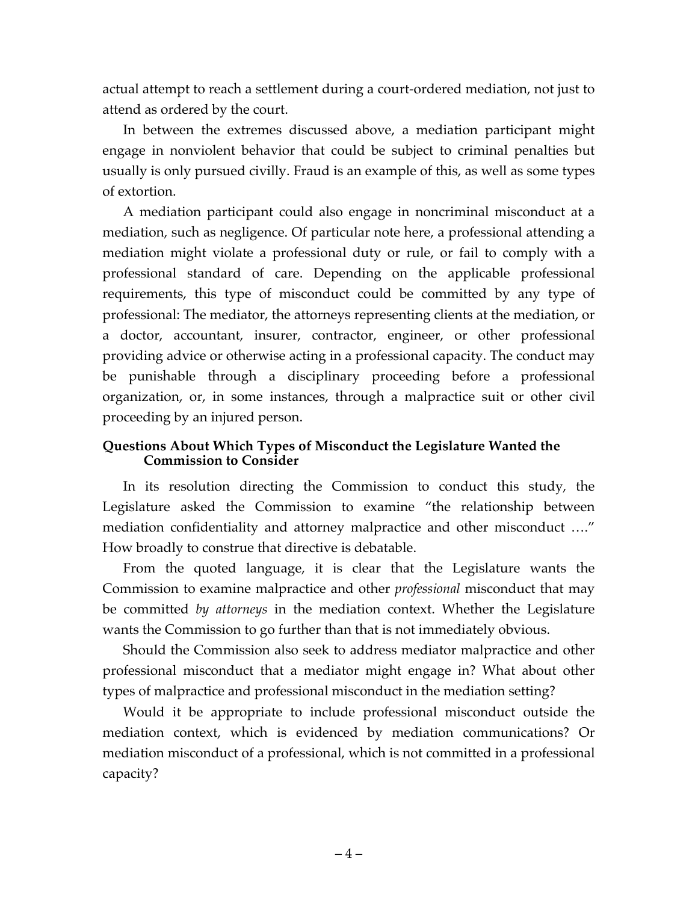actual attempt to reach a settlement during a court-ordered mediation, not just to attend as ordered by the court.

In between the extremes discussed above, a mediation participant might engage in nonviolent behavior that could be subject to criminal penalties but usually is only pursued civilly. Fraud is an example of this, as well as some types of extortion.

A mediation participant could also engage in noncriminal misconduct at a mediation, such as negligence. Of particular note here, a professional attending a mediation might violate a professional duty or rule, or fail to comply with a professional standard of care. Depending on the applicable professional requirements, this type of misconduct could be committed by any type of professional: The mediator, the attorneys representing clients at the mediation, or a doctor, accountant, insurer, contractor, engineer, or other professional providing advice or otherwise acting in a professional capacity. The conduct may be punishable through a disciplinary proceeding before a professional organization, or, in some instances, through a malpractice suit or other civil proceeding by an injured person.

### Questions About Which Types of Misconduct the Legislature Wanted the Commission to Consider

In its resolution directing the Commission to conduct this study, the Legislature asked the Commission to examine "the relationship between mediation confidentiality and attorney malpractice and other misconduct …." How broadly to construe that directive is debatable.

From the quoted language, it is clear that the Legislature wants the Commission to examine malpractice and other *professional* misconduct that may be committed *by attorneys* in the mediation context. Whether the Legislature wants the Commission to go further than that is not immediately obvious.

Should the Commission also seek to address mediator malpractice and other professional misconduct that a mediator might engage in? What about other types of malpractice and professional misconduct in the mediation setting?

Would it be appropriate to include professional misconduct outside the mediation context, which is evidenced by mediation communications? Or mediation misconduct of a professional, which is not committed in a professional capacity?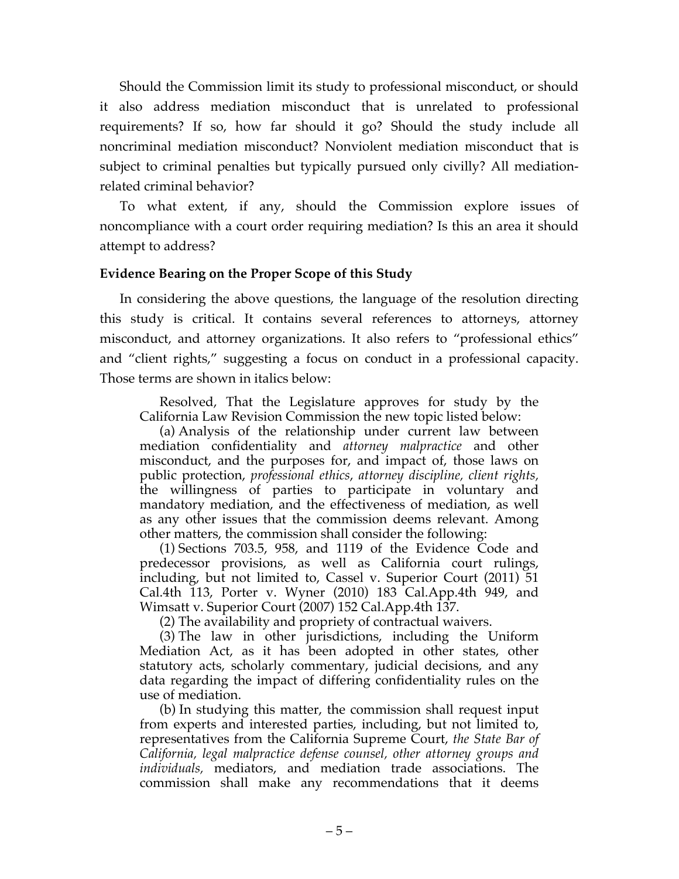Should the Commission limit its study to professional misconduct, or should it also address mediation misconduct that is unrelated to professional requirements? If so, how far should it go? Should the study include all noncriminal mediation misconduct? Nonviolent mediation misconduct that is subject to criminal penalties but typically pursued only civilly? All mediation-related criminal behavior?

To what extent, if any, should the Commission explore issues of noncompliance with a court order requiring mediation? Is this an area it should attempt to address?

### Evidence Bearing on the Proper Scope of this Study

In considering the above questions, the language of the resolution directing this study is critical. It contains several references to attorneys, attorney misconduct, and attorney organizations. It also refers to "professional ethics" and "client rights," suggesting a focus on conduct in a professional capacity. Those terms are shown in italics below:

> Resolved, That the Legislature approves for study by the California Law Revision Commission the new topic listed below:
>
> (a) Analysis of the relationship under current law between mediation confidentiality and *attorney malpractice* and other misconduct, and the purposes for, and impact of, those laws on public protection, *professional ethics*, *attorney discipline, client rights,* the willingness of parties to participate in voluntary and mandatory mediation, and the effectiveness of mediation, as well as any other issues that the commission deems relevant. Among other matters, the commission shall consider the following:
>
> (1) Sections 703.5, 958, and 1119 of the Evidence Code and predecessor provisions, as well as California court rulings, including, but not limited to, Cassel v. Superior Court (2011) 51 Cal.4th 113, Porter v. Wyner (2010) 183 Cal.App.4th 949, and Wimsatt v. Superior Court (2007) 152 Cal.App.4th 137.
>
> (2) The availability and propriety of contractual waivers.
>
> (3) The law in other jurisdictions, including the Uniform Mediation Act, as it has been adopted in other states, other statutory acts, scholarly commentary, judicial decisions, and any data regarding the impact of differing confidentiality rules on the use of mediation.
>
> (b) In studying this matter, the commission shall request input from experts and interested parties, including, but not limited to, representatives from the California Supreme Court, *the State Bar of California, legal malpractice defense counsel, other attorney groups and individuals,* mediators, and mediation trade associations. The commission shall make any recommendations that it deems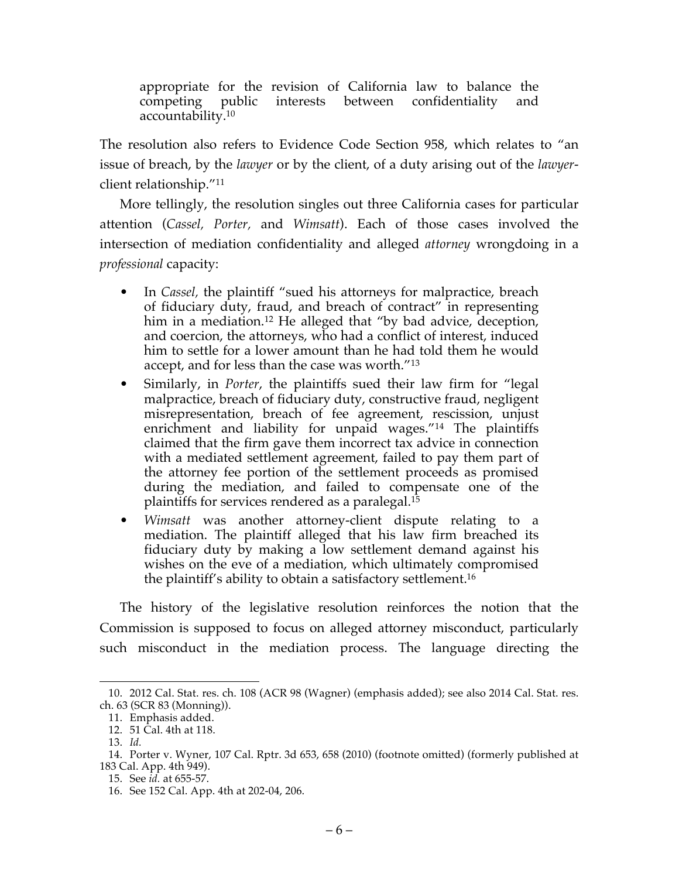> appropriate for the revision of California law to balance the competing public interests between confidentiality and accountability.[10]

The resolution also refers to Evidence Code Section 958, which relates to "an issue of breach, by the *lawyer* or by the client, of a duty arising out of the *lawyer*-client relationship."[11]

More tellingly, the resolution singles out three California cases for particular attention (*Cassel*, *Porter*, and *Wimsatt*). Each of those cases involved the intersection of mediation confidentiality and alleged *attorney* wrongdoing in a *professional* capacity:

- In *Cassel*, the plaintiff "sued his attorneys for malpractice, breach of fiduciary duty, fraud, and breach of contract" in representing him in a mediation.[12] He alleged that "by bad advice, deception, and coercion, the attorneys, who had a conflict of interest, induced him to settle for a lower amount than he had told them he would accept, and for less than the case was worth."[13]
- Similarly, in *Porter*, the plaintiffs sued their law firm for "legal malpractice, breach of fiduciary duty, constructive fraud, negligent misrepresentation, breach of fee agreement, rescission, unjust enrichment and liability for unpaid wages."[14] The plaintiffs claimed that the firm gave them incorrect tax advice in connection with a mediated settlement agreement, failed to pay them part of the attorney fee portion of the settlement proceeds as promised during the mediation, and failed to compensate one of the plaintiffs for services rendered as a paralegal.[15]
- *Wimsatt* was another attorney-client dispute relating to a mediation. The plaintiff alleged that his law firm breached its fiduciary duty by making a low settlement demand against his wishes on the eve of a mediation, which ultimately compromised the plaintiff's ability to obtain a satisfactory settlement.[16]

The history of the legislative resolution reinforces the notion that the Commission is supposed to focus on alleged attorney misconduct, particularly such misconduct in the mediation process. The language directing the

---

10. 2012 Cal. Stat. res. ch. 108 (ACR 98 (Wagner) (emphasis added); see also 2014 Cal. Stat. res. ch. 63 (SCR 83 (Monning)).
11. Emphasis added.
12. 51 Cal. 4th at 118.
13. *Id.*
14. Porter v. Wyner, 107 Cal. Rptr. 3d 653, 658 (2010) (footnote omitted) (formerly published at 183 Cal. App. 4th 949).
15. See *id.* at 655-57.
16. See 152 Cal. App. 4th at 202-04, 206.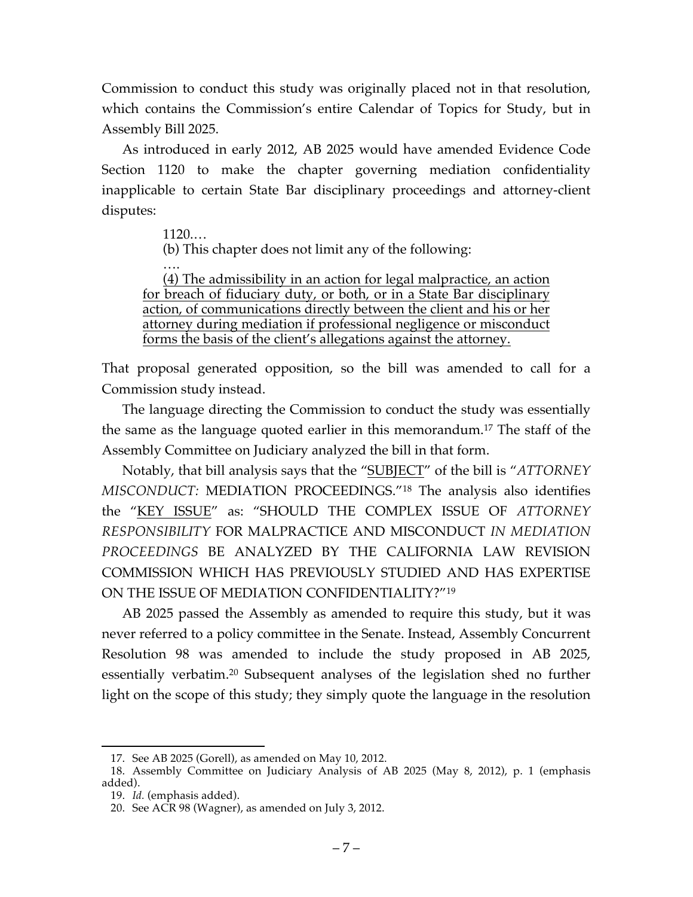Commission to conduct this study was originally placed not in that resolution, which contains the Commission's entire Calendar of Topics for Study, but in Assembly Bill 2025.

As introduced in early 2012, AB 2025 would have amended Evidence Code Section 1120 to make the chapter governing mediation confidentiality inapplicable to certain State Bar disciplinary proceedings and attorney-client disputes:

> 1120.…
> (b) This chapter does not limit any of the following:
> ….
> <u>(4) The admissibility in an action for legal malpractice, an action for breach of fiduciary duty, or both, or in a State Bar disciplinary action, of communications directly between the client and his or her attorney during mediation if professional negligence or misconduct forms the basis of the client's allegations against the attorney.</u>

That proposal generated opposition, so the bill was amended to call for a Commission study instead.

The language directing the Commission to conduct the study was essentially the same as the language quoted earlier in this memorandum.[17] The staff of the Assembly Committee on Judiciary analyzed the bill in that form.

Notably, that bill analysis says that the "<u>SUBJECT</u>" of the bill is "*ATTORNEY MISCONDUCT:* MEDIATION PROCEEDINGS."[18] The analysis also identifies the "<u>KEY ISSUE</u>" as: "SHOULD THE COMPLEX ISSUE OF *ATTORNEY RESPONSIBILITY* FOR MALPRACTICE AND MISCONDUCT *IN MEDIATION PROCEEDINGS* BE ANALYZED BY THE CALIFORNIA LAW REVISION COMMISSION WHICH HAS PREVIOUSLY STUDIED AND HAS EXPERTISE ON THE ISSUE OF MEDIATION CONFIDENTIALITY?"[19]

AB 2025 passed the Assembly as amended to require this study, but it was never referred to a policy committee in the Senate. Instead, Assembly Concurrent Resolution 98 was amended to include the study proposed in AB 2025, essentially verbatim.[20] Subsequent analyses of the legislation shed no further light on the scope of this study; they simply quote the language in the resolution

---

17. See AB 2025 (Gorell), as amended on May 10, 2012.
18. Assembly Committee on Judiciary Analysis of AB 2025 (May 8, 2012), p. 1 (emphasis added).
19. *Id.* (emphasis added).
20. See ACR 98 (Wagner), as amended on July 3, 2012.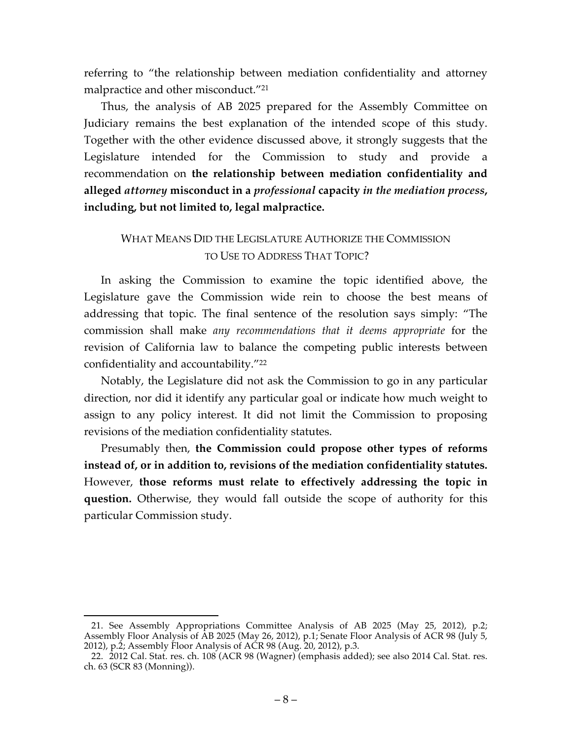referring to "the relationship between mediation confidentiality and attorney malpractice and other misconduct."[21]

Thus, the analysis of AB 2025 prepared for the Assembly Committee on Judiciary remains the best explanation of the intended scope of this study. Together with the other evidence discussed above, it strongly suggests that the Legislature intended for the Commission to study and provide a recommendation on **the relationship between mediation confidentiality and alleged *attorney* misconduct in a *professional* capacity *in the mediation process*, including, but not limited to, legal malpractice.**

### WHAT MEANS DID THE LEGISLATURE AUTHORIZE THE COMMISSION TO USE TO ADDRESS THAT TOPIC?

In asking the Commission to examine the topic identified above, the Legislature gave the Commission wide rein to choose the best means of addressing that topic. The final sentence of the resolution says simply: "The commission shall make *any recommendations that it deems appropriate* for the revision of California law to balance the competing public interests between confidentiality and accountability."[22]

Notably, the Legislature did not ask the Commission to go in any particular direction, nor did it identify any particular goal or indicate how much weight to assign to any policy interest. It did not limit the Commission to proposing revisions of the mediation confidentiality statutes.

Presumably then, **the Commission could propose other types of reforms instead of, or in addition to, revisions of the mediation confidentiality statutes.** However, **those reforms must relate to effectively addressing the topic in question.** Otherwise, they would fall outside the scope of authority for this particular Commission study.

---

21. See Assembly Appropriations Committee Analysis of AB 2025 (May 25, 2012), p.2; Assembly Floor Analysis of AB 2025 (May 26, 2012), p.1; Senate Floor Analysis of ACR 98 (July 5, 2012), p.2; Assembly Floor Analysis of ACR 98 (Aug. 20, 2012), p.3.

22. 2012 Cal. Stat. res. ch. 108 (ACR 98 (Wagner) (emphasis added); see also 2014 Cal. Stat. res. ch. 63 (SCR 83 (Monning)).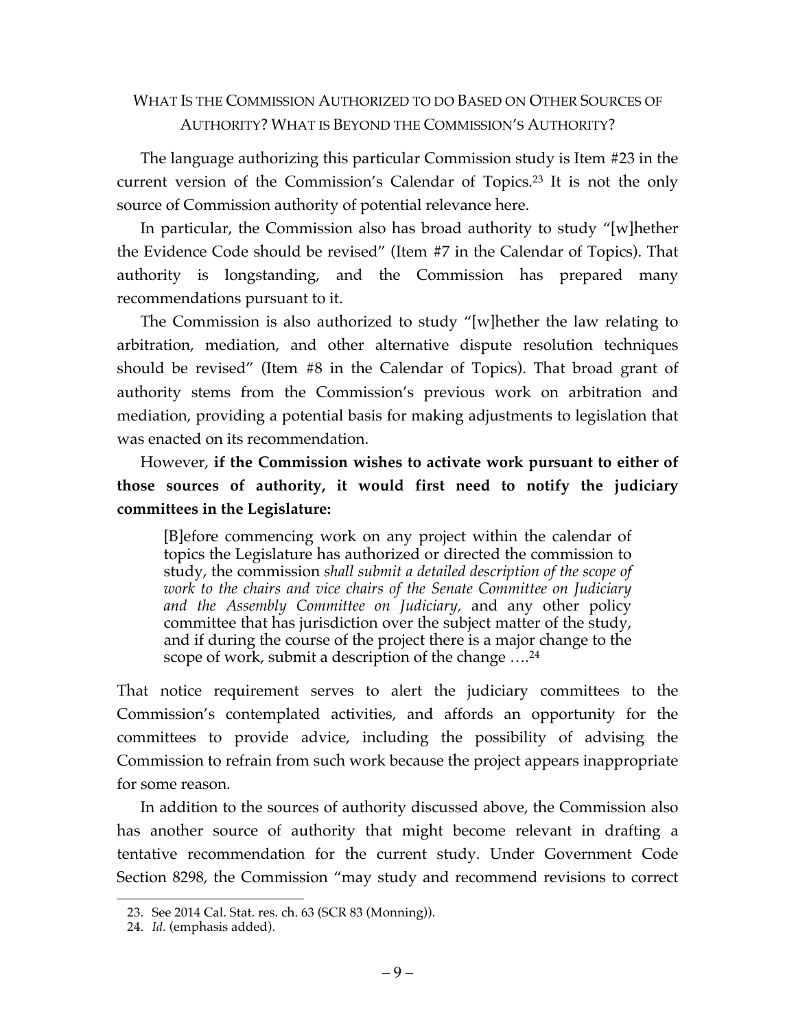## WHAT IS THE COMMISSION AUTHORIZED TO DO BASED ON OTHER SOURCES OF AUTHORITY? WHAT IS BEYOND THE COMMISSION'S AUTHORITY?

The language authorizing this particular Commission study is Item #23 in the current version of the Commission's Calendar of Topics.[23] It is not the only source of Commission authority of potential relevance here.

In particular, the Commission also has broad authority to study "[w]hether the Evidence Code should be revised" (Item #7 in the Calendar of Topics). That authority is longstanding, and the Commission has prepared many recommendations pursuant to it.

The Commission is also authorized to study "[w]hether the law relating to arbitration, mediation, and other alternative dispute resolution techniques should be revised" (Item #8 in the Calendar of Topics). That broad grant of authority stems from the Commission's previous work on arbitration and mediation, providing a potential basis for making adjustments to legislation that was enacted on its recommendation.

However, **if the Commission wishes to activate work pursuant to either of those sources of authority, it would first need to notify the judiciary committees in the Legislature:**

> [B]efore commencing work on any project within the calendar of topics the Legislature has authorized or directed the commission to study, the commission *shall submit a detailed description of the scope of work to the chairs and vice chairs of the Senate Committee on Judiciary and the Assembly Committee on Judiciary,* and any other policy committee that has jurisdiction over the subject matter of the study, and if during the course of the project there is a major change to the scope of work, submit a description of the change ….[24]

That notice requirement serves to alert the judiciary committees to the Commission's contemplated activities, and affords an opportunity for the committees to provide advice, including the possibility of advising the Commission to refrain from such work because the project appears inappropriate for some reason.

In addition to the sources of authority discussed above, the Commission also has another source of authority that might become relevant in drafting a tentative recommendation for the current study. Under Government Code Section 8298, the Commission "may study and recommend revisions to correct

---

23. See 2014 Cal. Stat. res. ch. 63 (SCR 83 (Monning)).

24. *Id.* (emphasis added).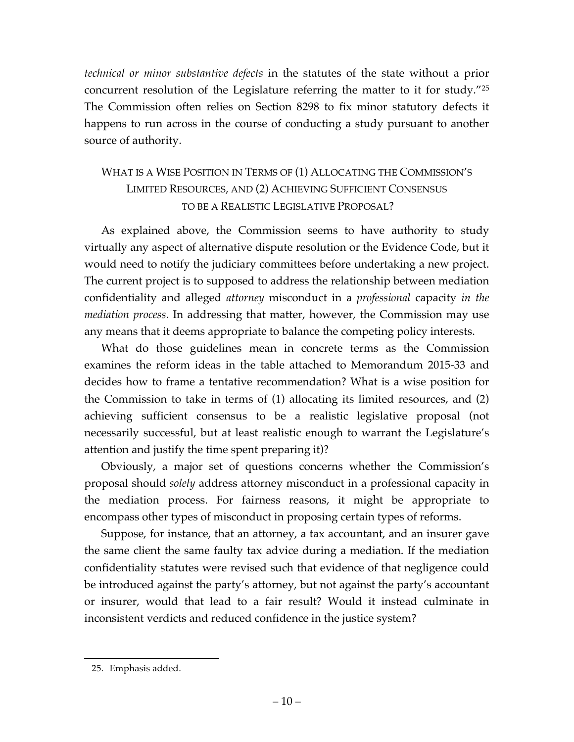*technical or minor substantive defects* in the statutes of the state without a prior concurrent resolution of the Legislature referring the matter to it for study."[25] The Commission often relies on Section 8298 to fix minor statutory defects it happens to run across in the course of conducting a study pursuant to another source of authority.

## WHAT IS A WISE POSITION IN TERMS OF (1) ALLOCATING THE COMMISSION'S LIMITED RESOURCES, AND (2) ACHIEVING SUFFICIENT CONSENSUS TO BE A REALISTIC LEGISLATIVE PROPOSAL?

As explained above, the Commission seems to have authority to study virtually any aspect of alternative dispute resolution or the Evidence Code, but it would need to notify the judiciary committees before undertaking a new project. The current project is to supposed to address the relationship between mediation confidentiality and alleged *attorney* misconduct in a *professional* capacity *in the mediation process*. In addressing that matter, however, the Commission may use any means that it deems appropriate to balance the competing policy interests.

What do those guidelines mean in concrete terms as the Commission examines the reform ideas in the table attached to Memorandum 2015-33 and decides how to frame a tentative recommendation? What is a wise position for the Commission to take in terms of (1) allocating its limited resources, and (2) achieving sufficient consensus to be a realistic legislative proposal (not necessarily successful, but at least realistic enough to warrant the Legislature's attention and justify the time spent preparing it)?

Obviously, a major set of questions concerns whether the Commission's proposal should *solely* address attorney misconduct in a professional capacity in the mediation process. For fairness reasons, it might be appropriate to encompass other types of misconduct in proposing certain types of reforms.

Suppose, for instance, that an attorney, a tax accountant, and an insurer gave the same client the same faulty tax advice during a mediation. If the mediation confidentiality statutes were revised such that evidence of that negligence could be introduced against the party's attorney, but not against the party's accountant or insurer, would that lead to a fair result? Would it instead culminate in inconsistent verdicts and reduced confidence in the justice system?

---

25. Emphasis added.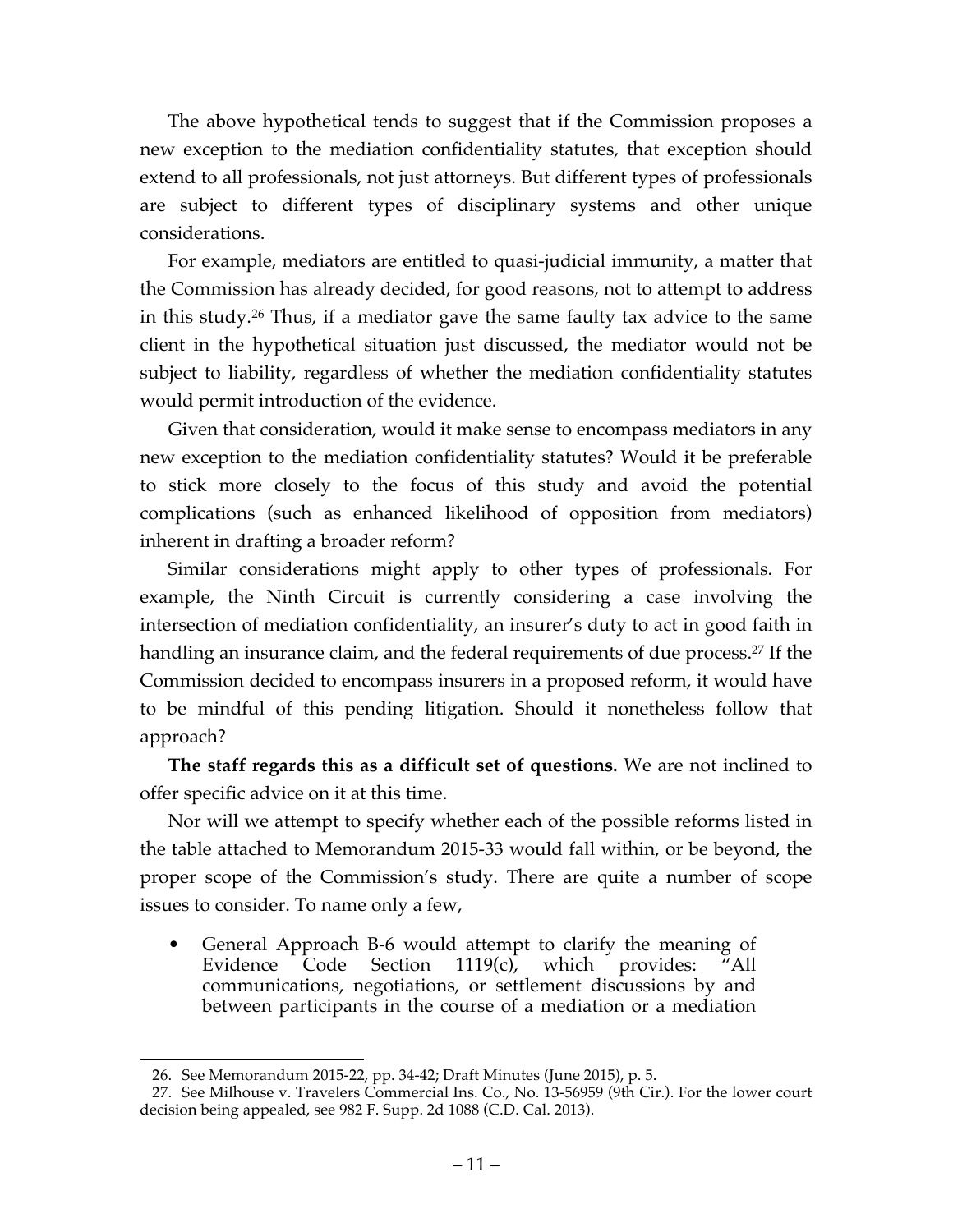The above hypothetical tends to suggest that if the Commission proposes a new exception to the mediation confidentiality statutes, that exception should extend to all professionals, not just attorneys. But different types of professionals are subject to different types of disciplinary systems and other unique considerations.

For example, mediators are entitled to quasi-judicial immunity, a matter that the Commission has already decided, for good reasons, not to attempt to address in this study.[26] Thus, if a mediator gave the same faulty tax advice to the same client in the hypothetical situation just discussed, the mediator would not be subject to liability, regardless of whether the mediation confidentiality statutes would permit introduction of the evidence.

Given that consideration, would it make sense to encompass mediators in any new exception to the mediation confidentiality statutes? Would it be preferable to stick more closely to the focus of this study and avoid the potential complications (such as enhanced likelihood of opposition from mediators) inherent in drafting a broader reform?

Similar considerations might apply to other types of professionals. For example, the Ninth Circuit is currently considering a case involving the intersection of mediation confidentiality, an insurer's duty to act in good faith in handling an insurance claim, and the federal requirements of due process.[27] If the Commission decided to encompass insurers in a proposed reform, it would have to be mindful of this pending litigation. Should it nonetheless follow that approach?

**The staff regards this as a difficult set of questions.** We are not inclined to offer specific advice on it at this time.

Nor will we attempt to specify whether each of the possible reforms listed in the table attached to Memorandum 2015-33 would fall within, or be beyond, the proper scope of the Commission's study. There are quite a number of scope issues to consider. To name only a few,

- General Approach B-6 would attempt to clarify the meaning of Evidence Code Section 1119(c), which provides: "All communications, negotiations, or settlement discussions by and between participants in the course of a mediation or a mediation

---

26. See Memorandum 2015-22, pp. 34-42; Draft Minutes (June 2015), p. 5.

27. See Milhouse v. Travelers Commercial Ins. Co., No. 13-56959 (9th Cir.). For the lower court decision being appealed, see 982 F. Supp. 2d 1088 (C.D. Cal. 2013).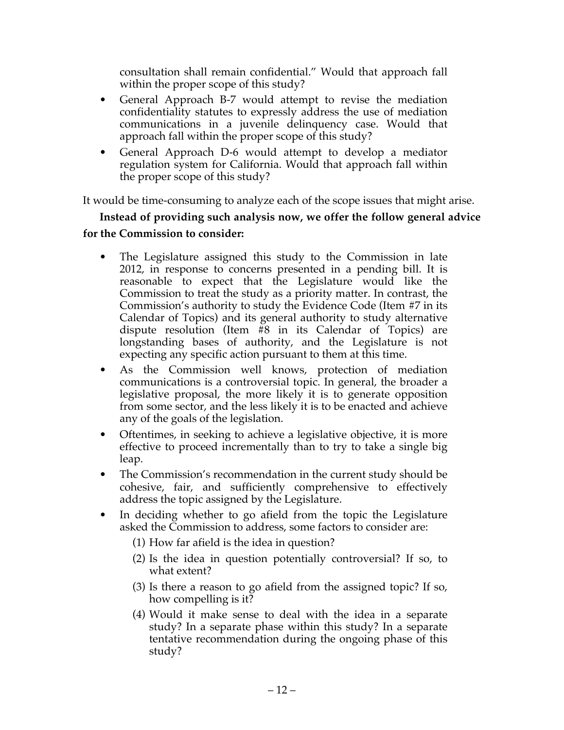consultation shall remain confidential." Would that approach fall within the proper scope of this study?

- General Approach B-7 would attempt to revise the mediation confidentiality statutes to expressly address the use of mediation communications in a juvenile delinquency case. Would that approach fall within the proper scope of this study?
- General Approach D-6 would attempt to develop a mediator regulation system for California. Would that approach fall within the proper scope of this study?

It would be time-consuming to analyze each of the scope issues that might arise.

**Instead of providing such analysis now, we offer the follow general advice for the Commission to consider:**

- The Legislature assigned this study to the Commission in late 2012, in response to concerns presented in a pending bill. It is reasonable to expect that the Legislature would like the Commission to treat the study as a priority matter. In contrast, the Commission's authority to study the Evidence Code (Item #7 in its Calendar of Topics) and its general authority to study alternative dispute resolution (Item #8 in its Calendar of Topics) are longstanding bases of authority, and the Legislature is not expecting any specific action pursuant to them at this time.
- As the Commission well knows, protection of mediation communications is a controversial topic. In general, the broader a legislative proposal, the more likely it is to generate opposition from some sector, and the less likely it is to be enacted and achieve any of the goals of the legislation.
- Oftentimes, in seeking to achieve a legislative objective, it is more effective to proceed incrementally than to try to take a single big leap.
- The Commission's recommendation in the current study should be cohesive, fair, and sufficiently comprehensive to effectively address the topic assigned by the Legislature.
- In deciding whether to go afield from the topic the Legislature asked the Commission to address, some factors to consider are:
  (1) How far afield is the idea in question?
  (2) Is the idea in question potentially controversial? If so, to what extent?
  (3) Is there a reason to go afield from the assigned topic? If so, how compelling is it?
  (4) Would it make sense to deal with the idea in a separate study? In a separate phase within this study? In a separate tentative recommendation during the ongoing phase of this study?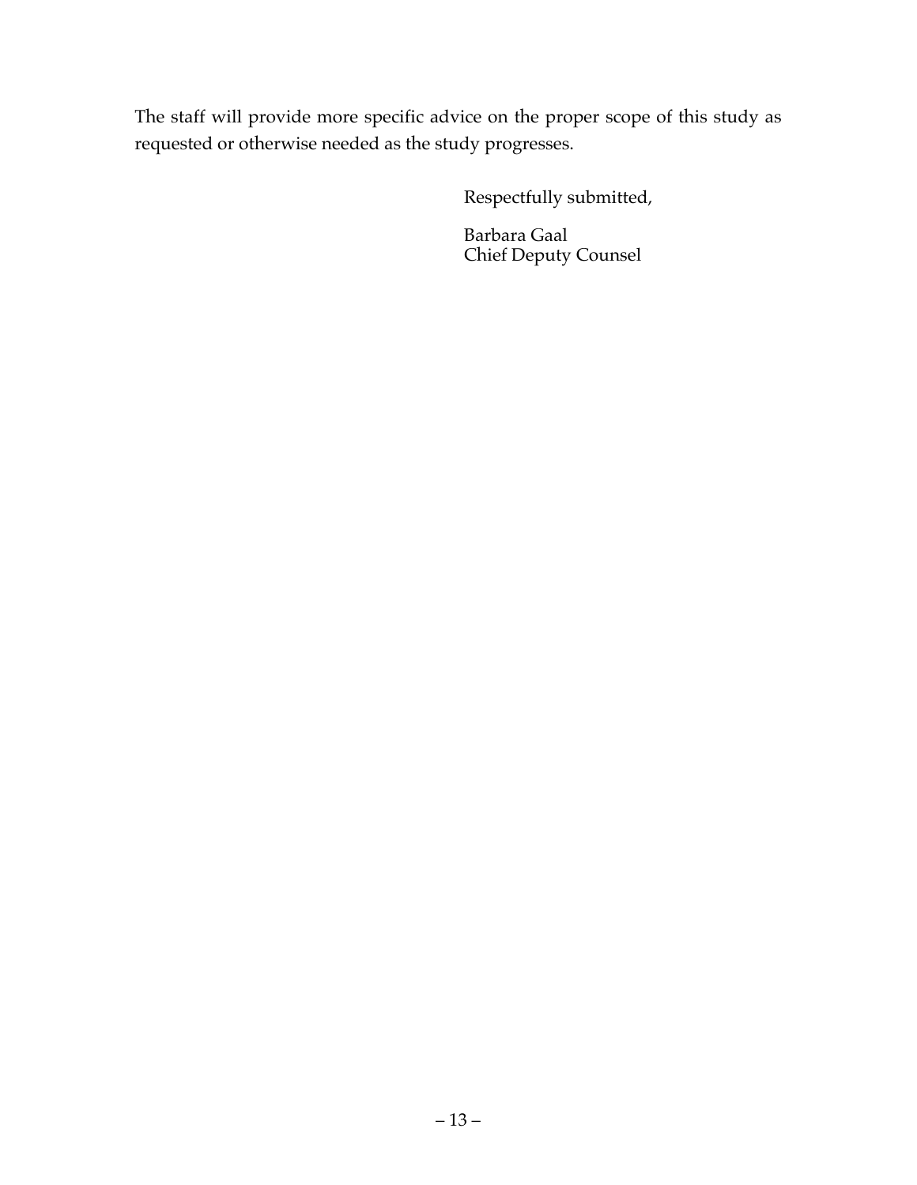The staff will provide more specific advice on the proper scope of this study as requested or otherwise needed as the study progresses.

Respectfully submitted,

Barbara Gaal
Chief Deputy Counsel